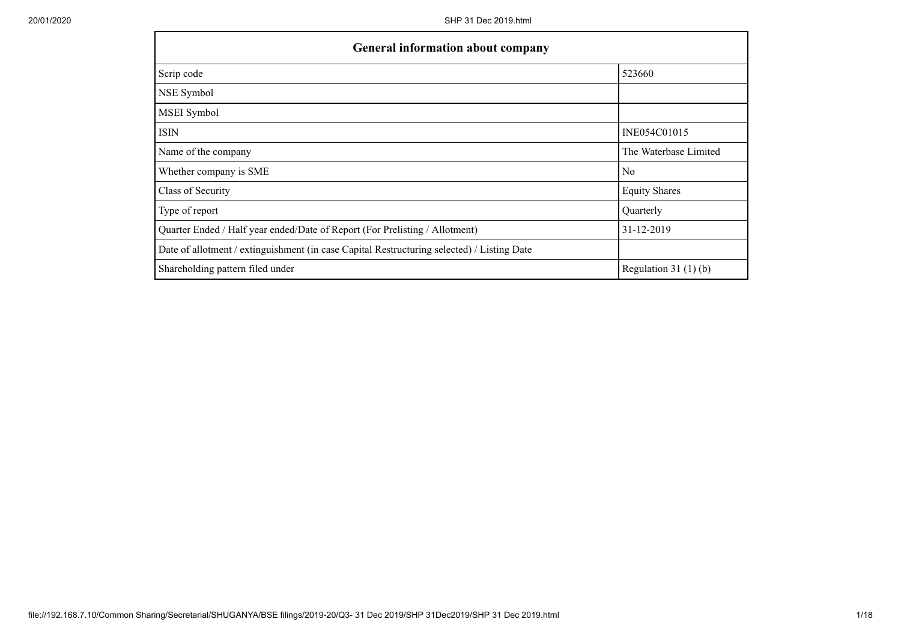| General information about company | |
| --- | --- |
| Scrip code | 523660 |
| NSE Symbol | |
| MSEI Symbol | |
| ISIN | INE054C01015 |
| Name of the company | The Waterbase Limited |
| Whether company is SME | No |
| Class of Security | Equity Shares |
| Type of report | Quarterly |
| Quarter Ended / Half year ended/Date of Report (For Prelisting / Allotment) | 31-12-2019 |
| Date of allotment / extinguishment (in case Capital Restructuring selected) / Listing Date | |
| Shareholding pattern filed under | Regulation 31 (1) (b) |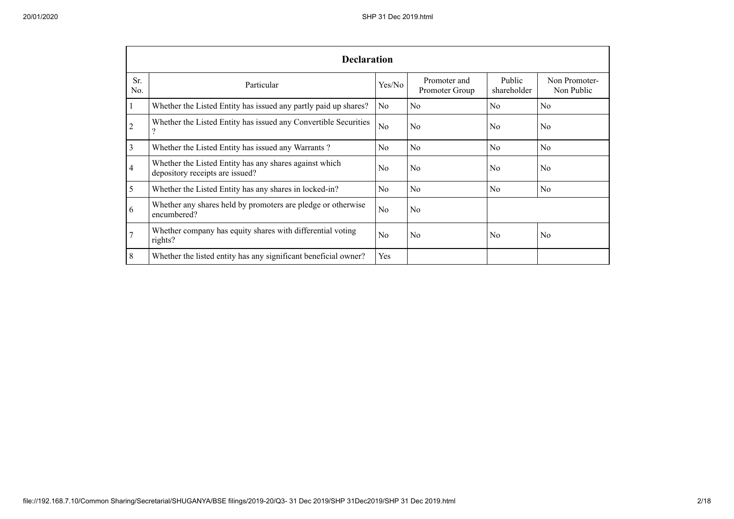| Declaration | | | | | |
|---|---|---|---|---|---|
| Sr. No. | Particular | Yes/No | Promoter and Promoter Group | Public shareholder | Non Promoter- Non Public |
| 1 | Whether the Listed Entity has issued any partly paid up shares? | No | No | No | No |
| 2 | Whether the Listed Entity has issued any Convertible Securities ? | No | No | No | No |
| 3 | Whether the Listed Entity has issued any Warrants ? | No | No | No | No |
| 4 | Whether the Listed Entity has any shares against which depository receipts are issued? | No | No | No | No |
| 5 | Whether the Listed Entity has any shares in locked-in? | No | No | No | No |
| 6 | Whether any shares held by promoters are pledge or otherwise encumbered? | No | No | | |
| 7 | Whether company has equity shares with differential voting rights? | No | No | No | No |
| 8 | Whether the listed entity has any significant beneficial owner? | Yes | | | |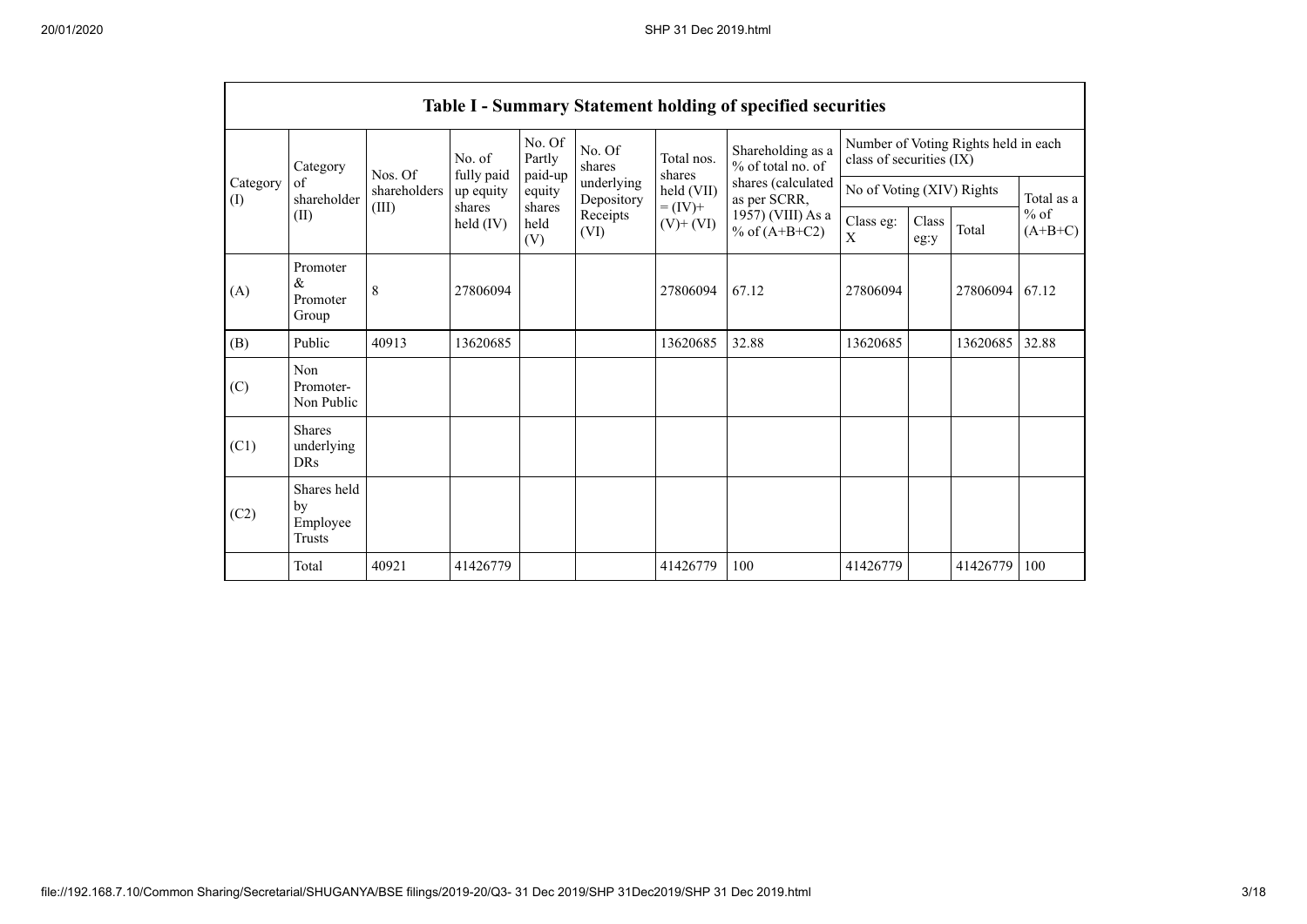## Table I - Summary Statement holding of specified securities

| Category (I) | Category of shareholder (II) | Nos. Of shareholders (III) | No. of fully paid up equity shares held (IV) | No. Of Partly paid-up equity shares held (V) | No. Of shares underlying Depository Receipts (VI) | Total nos. shares held (VII) = (IV)+ (V)+ (VI) | Shareholding as a % of total no. of shares (calculated as per SCRR, 1957) (VIII) As a % of (A+B+C2) | Number of Voting Rights held in each class of securities (IX) | | | |
|---|---|---|---|---|---|---|---|---|---|---|---|
| | | | | | | | | No of Voting (XIV) Rights | | | Total as a % of (A+B+C) |
| | | | | | | | | Class eg: X | Class eg:y | Total | |
| (A) | Promoter & Promoter Group | 8 | 27806094 | | | 27806094 | 67.12 | 27806094 | | 27806094 | 67.12 |
| (B) | Public | 40913 | 13620685 | | | 13620685 | 32.88 | 13620685 | | 13620685 | 32.88 |
| (C) | Non Promoter- Non Public | | | | | | | | | | |
| (C1) | Shares underlying DRs | | | | | | | | | | |
| (C2) | Shares held by Employee Trusts | | | | | | | | | | |
| | Total | 40921 | 41426779 | | | 41426779 | 100 | 41426779 | | 41426779 | 100 |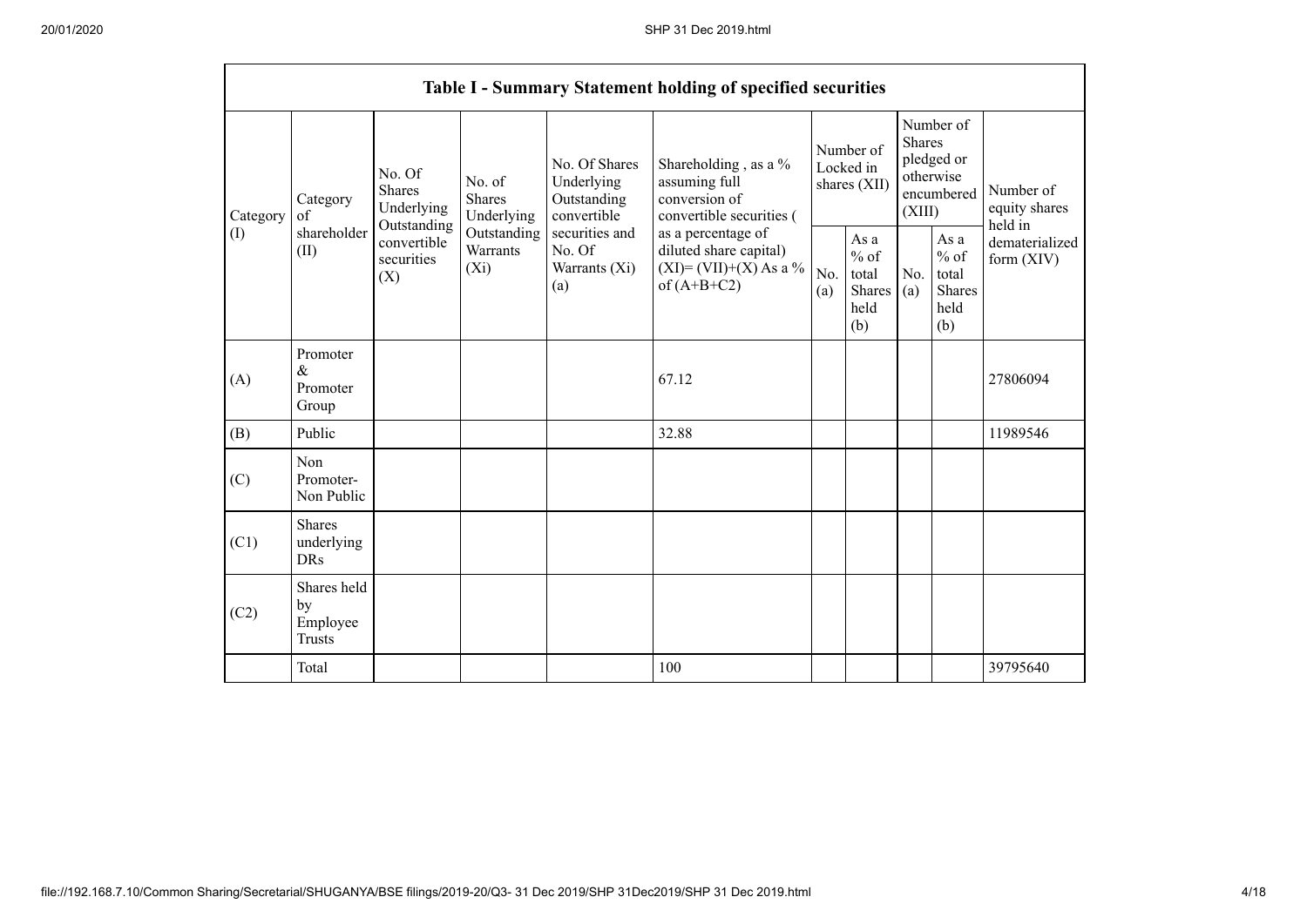| Table I - Summary Statement holding of specified securities | | | | | | | | | | |
|---|---|---|---|---|---|---|---|---|---|---|
| Category (I) | Category of shareholder (II) | No. Of Shares Underlying Outstanding convertible securities (X) | No. of Shares Underlying Outstanding Warrants (Xi) | No. Of Shares Underlying Outstanding convertible securities and No. Of Warrants (Xi) (a) | Shareholding , as a % assuming full conversion of convertible securities ( as a percentage of diluted share capital) (XI)= (VII)+(X) As a % of (A+B+C2) | Number of Locked in shares (XII) | | Number of Shares pledged or otherwise encumbered (XIII) | | Number of equity shares held in dematerialized form (XIV) |
| | | | | | | No. (a) | As a % of total Shares held (b) | No. (a) | As a % of total Shares held (b) | |
| (A) | Promoter & Promoter Group | | | | 67.12 | | | | | 27806094 |
| (B) | Public | | | | 32.88 | | | | | 11989546 |
| (C) | Non Promoter- Non Public | | | | | | | | | |
| (C1) | Shares underlying DRs | | | | | | | | | |
| (C2) | Shares held by Employee Trusts | | | | | | | | | |
| | Total | | | | 100 | | | | | 39795640 |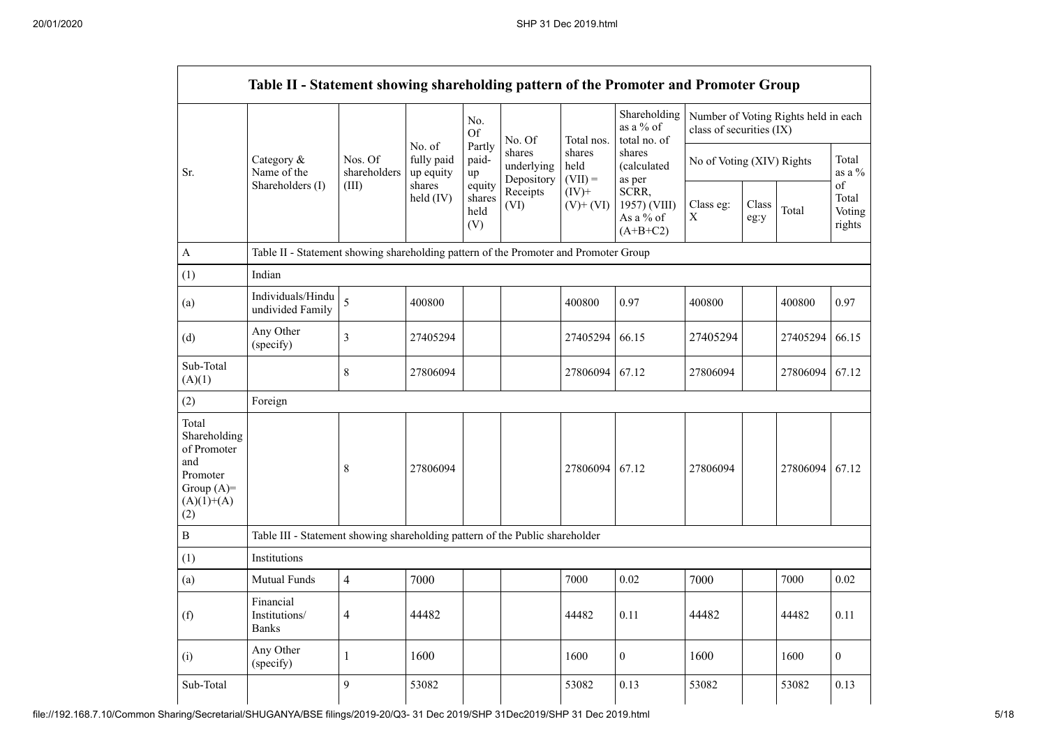| Table II - Statement showing shareholding pattern of the Promoter and Promoter Group | | | | | | | | | | | | |
|---|---|---|---|---|---|---|---|---|---|---|---|---|
| Sr. | Category & Name of the Shareholders (I) | Nos. Of shareholders (III) | No. of fully paid up equity shares held (IV) | No. Of Partly paid-up equity shares held (V) | No. Of shares underlying Depository Receipts (VI) | Total nos. shares held (VII) = (IV)+ (V)+ (VI) | Shareholding as a % of total no. of shares (calculated as per SCRR, 1957) (VIII) As a % of (A+B+C2) | Number of Voting Rights held in each class of securities (IX) | | | |
| | | | | | | | | No of Voting (XIV) Rights | | | Total as a % of Total Voting rights |
| | | | | | | | | Class eg: X | Class eg:y | Total | |
| A | Table II - Statement showing shareholding pattern of the Promoter and Promoter Group | | | | | | | | | | |
| (1) | Indian | | | | | | | | | | |
| (a) | Individuals/Hindu undivided Family | 5 | 400800 | | | 400800 | 0.97 | 400800 | | 400800 | 0.97 |
| (d) | Any Other (specify) | 3 | 27405294 | | | 27405294 | 66.15 | 27405294 | | 27405294 | 66.15 |
| Sub-Total (A)(1) | | 8 | 27806094 | | | 27806094 | 67.12 | 27806094 | | 27806094 | 67.12 |
| (2) | Foreign | | | | | | | | | | |
| Total Shareholding of Promoter and Promoter Group (A)= (A)(1)+(A)(2) | | 8 | 27806094 | | | 27806094 | 67.12 | 27806094 | | 27806094 | 67.12 |
| B | Table III - Statement showing shareholding pattern of the Public shareholder | | | | | | | | | | |
| (1) | Institutions | | | | | | | | | | |
| (a) | Mutual Funds | 4 | 7000 | | | 7000 | 0.02 | 7000 | | 7000 | 0.02 |
| (f) | Financial Institutions/ Banks | 4 | 44482 | | | 44482 | 0.11 | 44482 | | 44482 | 0.11 |
| (i) | Any Other (specify) | 1 | 1600 | | | 1600 | 0 | 1600 | | 1600 | 0 |
| Sub-Total | | 9 | 53082 | | | 53082 | 0.13 | 53082 | | 53082 | 0.13 |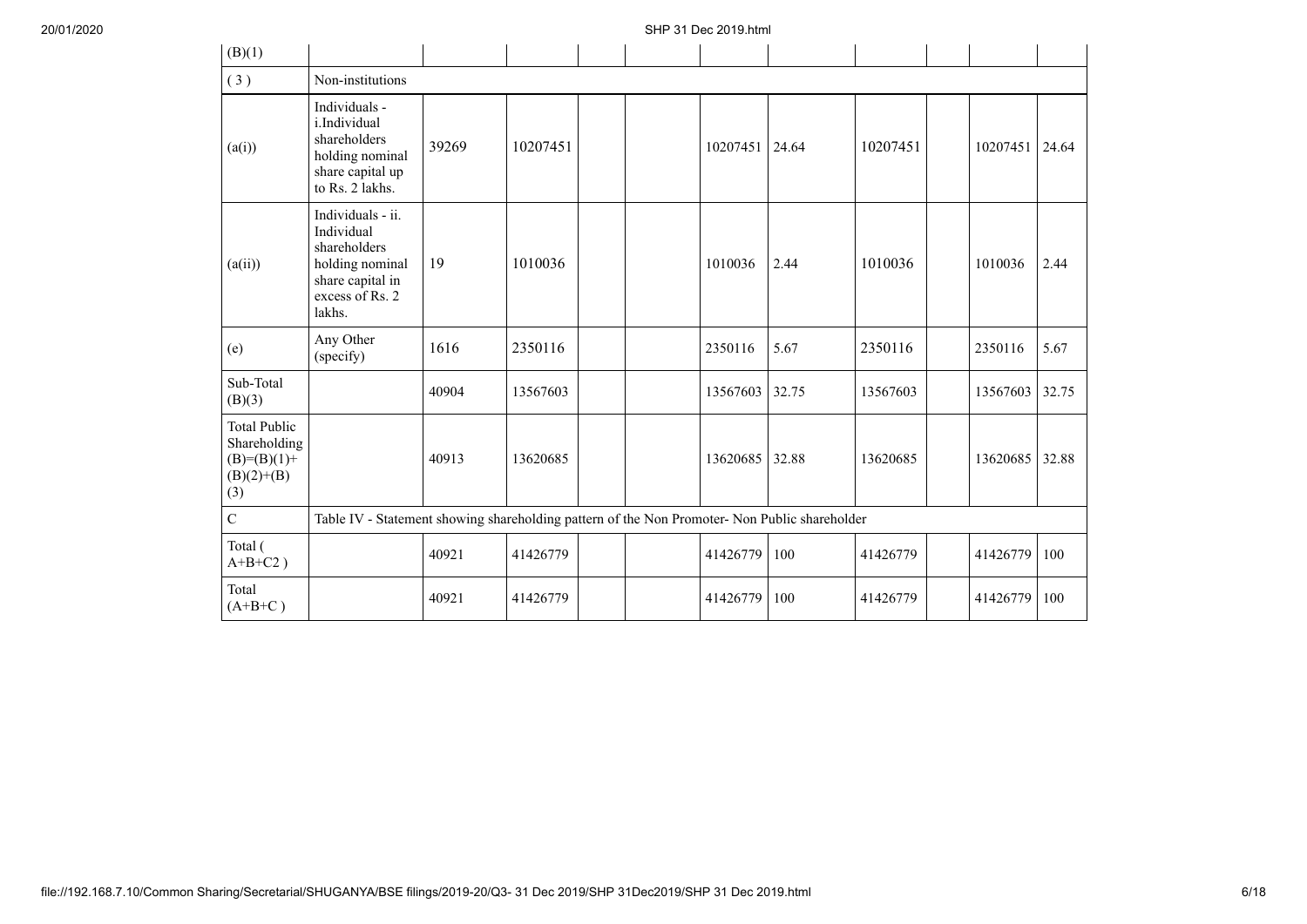| (B)(1) | | | | | | | | | | | |
|---|---|---|---|---|---|---|---|---|---|---|---|
| ( 3 ) | Non-institutions | | | | | | | | | | |
| (a(i)) | Individuals - i.Individual shareholders holding nominal share capital up to Rs. 2 lakhs. | 39269 | 10207451 | | | 10207451 | 24.64 | 10207451 | | 10207451 | 24.64 |
| (a(ii)) | Individuals - ii. Individual shareholders holding nominal share capital in excess of Rs. 2 lakhs. | 19 | 1010036 | | | 1010036 | 2.44 | 1010036 | | 1010036 | 2.44 |
| (e) | Any Other (specify) | 1616 | 2350116 | | | 2350116 | 5.67 | 2350116 | | 2350116 | 5.67 |
| Sub-Total (B)(3) | | 40904 | 13567603 | | | 13567603 | 32.75 | 13567603 | | 13567603 | 32.75 |
| Total Public Shareholding (B)=(B)(1)+(B)(2)+(B)(3) | | 40913 | 13620685 | | | 13620685 | 32.88 | 13620685 | | 13620685 | 32.88 |
| C | Table IV - Statement showing shareholding pattern of the Non Promoter- Non Public shareholder | | | | | | | | | | |
| Total ( A+B+C2 ) | | 40921 | 41426779 | | | 41426779 | 100 | 41426779 | | 41426779 | 100 |
| Total (A+B+C ) | | 40921 | 41426779 | | | 41426779 | 100 | 41426779 | | 41426779 | 100 |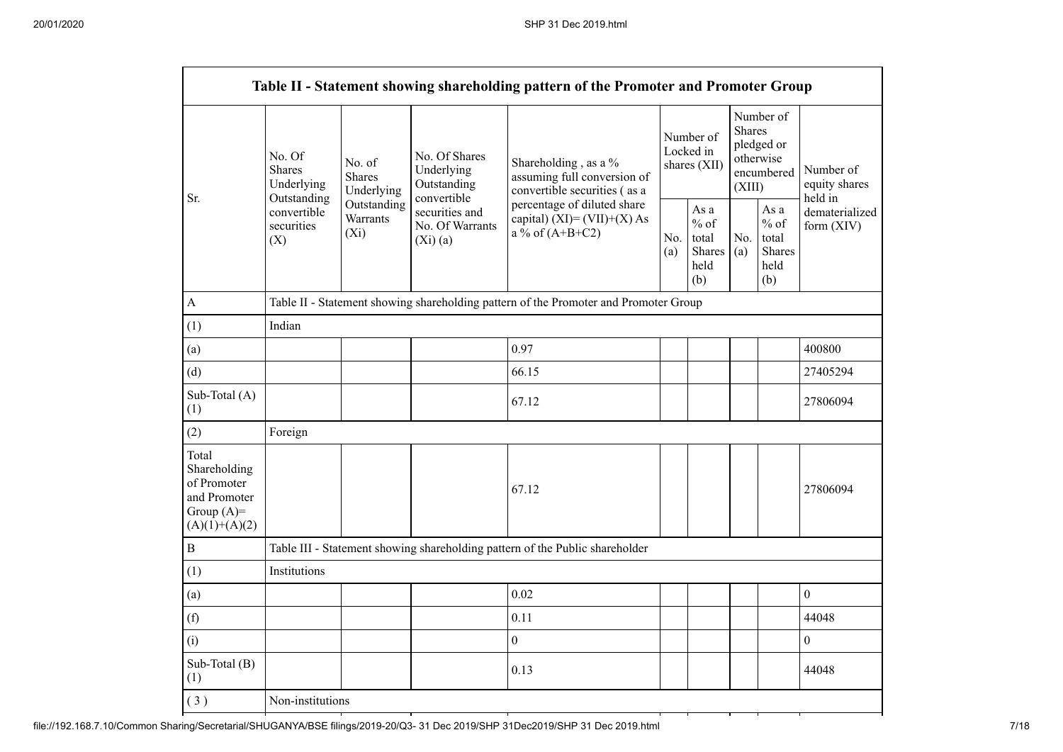| Table II - Statement showing shareholding pattern of the Promoter and Promoter Group | | | | | | | | | |
|---|---|---|---|---|---|---|---|---|---|
| Sr. | No. Of Shares Underlying Outstanding convertible securities (X) | No. of Shares Underlying Outstanding Warrants (Xi) | No. Of Shares Underlying Outstanding convertible securities and No. Of Warrants (Xi) (a) | Shareholding , as a % assuming full conversion of convertible securities ( as a percentage of diluted share capital) (XI)= (VII)+(X) As a % of (A+B+C2) | Number of Locked in shares (XII) | | Number of Shares pledged or otherwise encumbered (XIII) | | Number of equity shares held in dematerialized form (XIV) |
| | | | | | No. (a) | As a % of total Shares held (b) | No. (a) | As a % of total Shares held (b) | |
| A | Table II - Statement showing shareholding pattern of the Promoter and Promoter Group | | | | | | | | |
| (1) | Indian | | | | | | | | |
| (a) | | | | 0.97 | | | | | 400800 |
| (d) | | | | 66.15 | | | | | 27405294 |
| Sub-Total (A) (1) | | | | 67.12 | | | | | 27806094 |
| (2) | Foreign | | | | | | | | |
| Total Shareholding of Promoter and Promoter Group (A)= (A)(1)+(A)(2) | | | | 67.12 | | | | | 27806094 |
| B | Table III - Statement showing shareholding pattern of the Public shareholder | | | | | | | | |
| (1) | Institutions | | | | | | | | |
| (a) | | | | 0.02 | | | | | 0 |
| (f) | | | | 0.11 | | | | | 44048 |
| (i) | | | | 0 | | | | | 0 |
| Sub-Total (B) (1) | | | | 0.13 | | | | | 44048 |
| ( 3 ) | Non-institutions | | | | | | | | |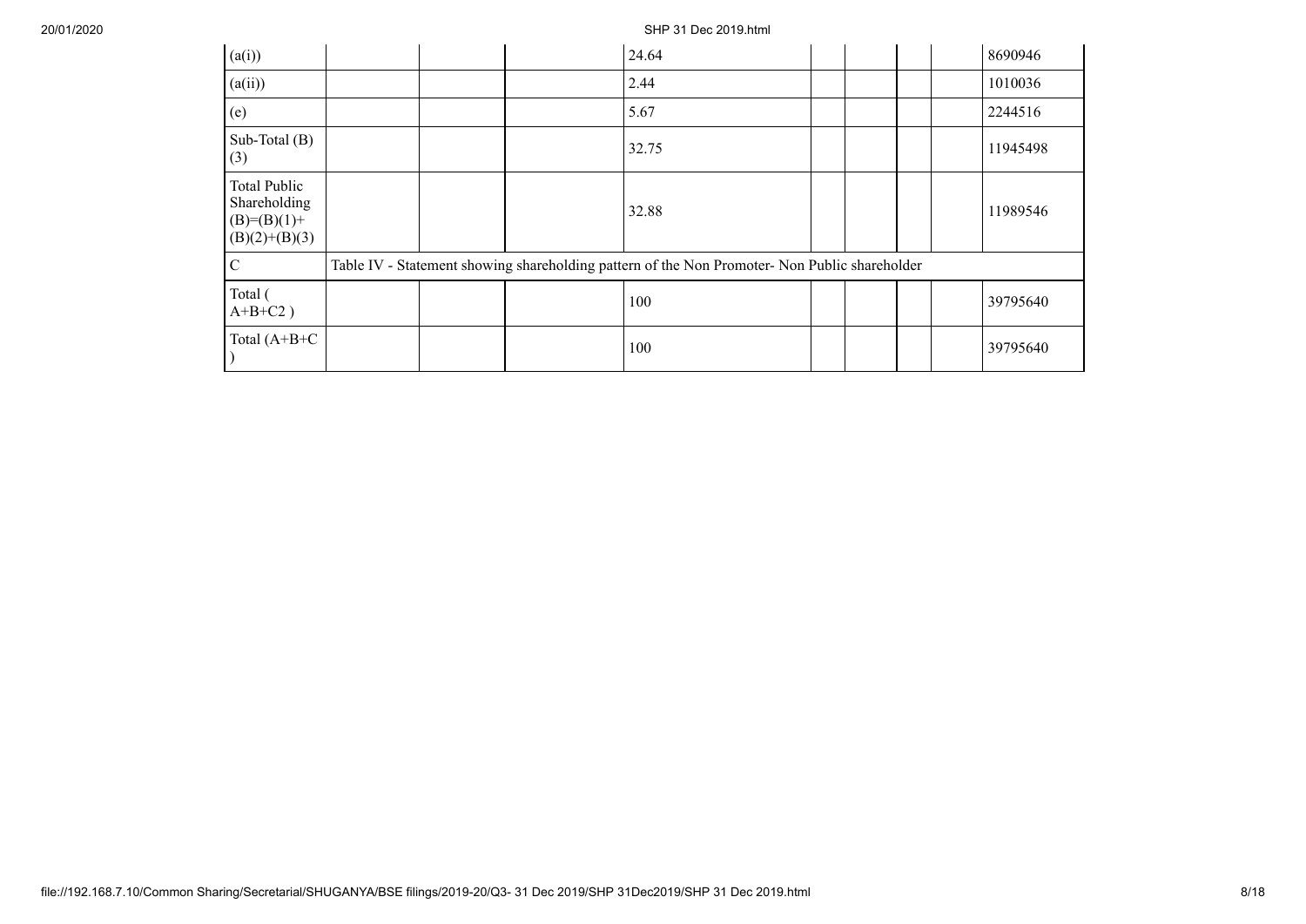| | | | | | | | | | |
|---|---|---|---|---|---|---|---|---|---|
| (a(i)) | | | | 24.64 | | | | | 8690946 |
| (a(ii)) | | | | 2.44 | | | | | 1010036 |
| (e) | | | | 5.67 | | | | | 2244516 |
| Sub-Total (B)(3) | | | | 32.75 | | | | | 11945498 |
| Total Public Shareholding (B)=(B)(1)+(B)(2)+(B)(3) | | | | 32.88 | | | | | 11989546 |
| C | Table IV - Statement showing shareholding pattern of the Non Promoter- Non Public shareholder | | | | | | | | |
| Total ( A+B+C2 ) | | | | 100 | | | | | 39795640 |
| Total (A+B+C ) | | | | 100 | | | | | 39795640 |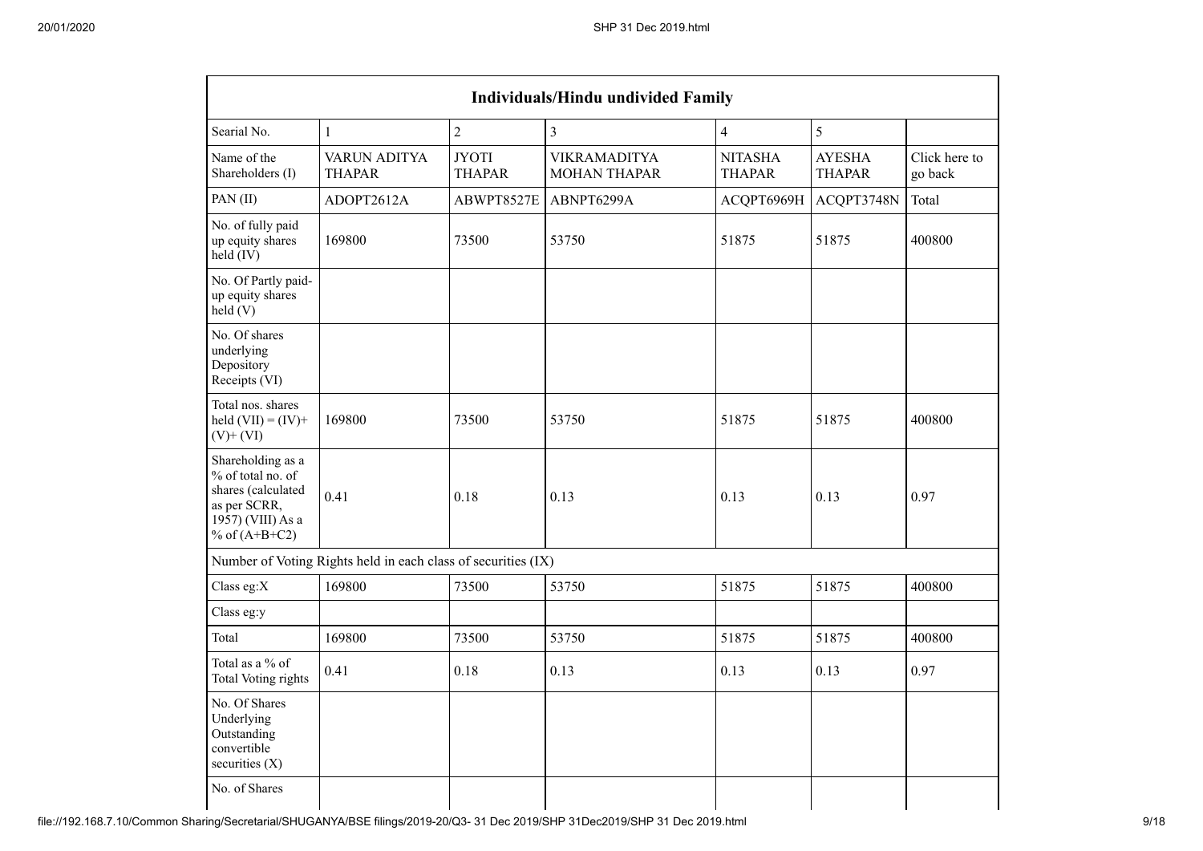| Individuals/Hindu undivided Family | | | | | | |
|---|---|---|---|---|---|---|
| Searial No. | 1 | 2 | 3 | 4 | 5 | |
| Name of the Shareholders (I) | VARUN ADITYA THAPAR | JYOTI THAPAR | VIKRAMADITYA MOHAN THAPAR | NITASHA THAPAR | AYESHA THAPAR | Click here to go back |
| PAN (II) | ADOPT2612A | ABWPT8527E | ABNPT6299A | ACQPT6969H | ACQPT3748N | Total |
| No. of fully paid up equity shares held (IV) | 169800 | 73500 | 53750 | 51875 | 51875 | 400800 |
| No. Of Partly paid-up equity shares held (V) | | | | | | |
| No. Of shares underlying Depository Receipts (VI) | | | | | | |
| Total nos. shares held (VII) = (IV)+ (V)+ (VI) | 169800 | 73500 | 53750 | 51875 | 51875 | 400800 |
| Shareholding as a % of total no. of shares (calculated as per SCRR, 1957) (VIII) As a % of (A+B+C2) | 0.41 | 0.18 | 0.13 | 0.13 | 0.13 | 0.97 |
| Number of Voting Rights held in each class of securities (IX) | | | | | | |
| Class eg:X | 169800 | 73500 | 53750 | 51875 | 51875 | 400800 |
| Class eg:y | | | | | | |
| Total | 169800 | 73500 | 53750 | 51875 | 51875 | 400800 |
| Total as a % of Total Voting rights | 0.41 | 0.18 | 0.13 | 0.13 | 0.13 | 0.97 |
| No. Of Shares Underlying Outstanding convertible securities (X) | | | | | | |
| No. of Shares | | | | | | |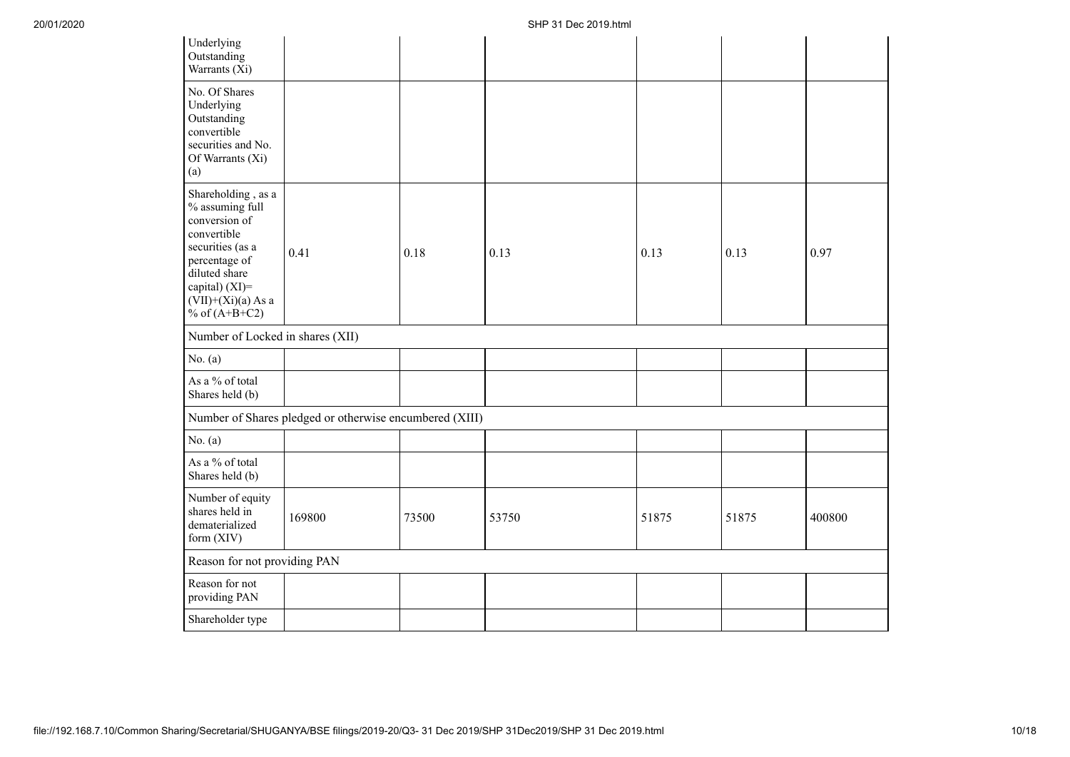| | | | | | | |
|---|---|---|---|---|---|---|
| Underlying Outstanding Warrants (Xi) | | | | | | |
| No. Of Shares Underlying Outstanding convertible securities and No. Of Warrants (Xi) (a) | | | | | | |
| Shareholding , as a % assuming full conversion of convertible securities (as a percentage of diluted share capital) (XI)= (VII)+(Xi)(a) As a % of (A+B+C2) | 0.41 | 0.18 | 0.13 | 0.13 | 0.13 | 0.97 |
| Number of Locked in shares (XII) | | | | | | |
| No. (a) | | | | | | |
| As a % of total Shares held (b) | | | | | | |
| Number of Shares pledged or otherwise encumbered (XIII) | | | | | | |
| No. (a) | | | | | | |
| As a % of total Shares held (b) | | | | | | |
| Number of equity shares held in dematerialized form (XIV) | 169800 | 73500 | 53750 | 51875 | 51875 | 400800 |
| Reason for not providing PAN | | | | | | |
| Reason for not providing PAN | | | | | | |
| Shareholder type | | | | | | |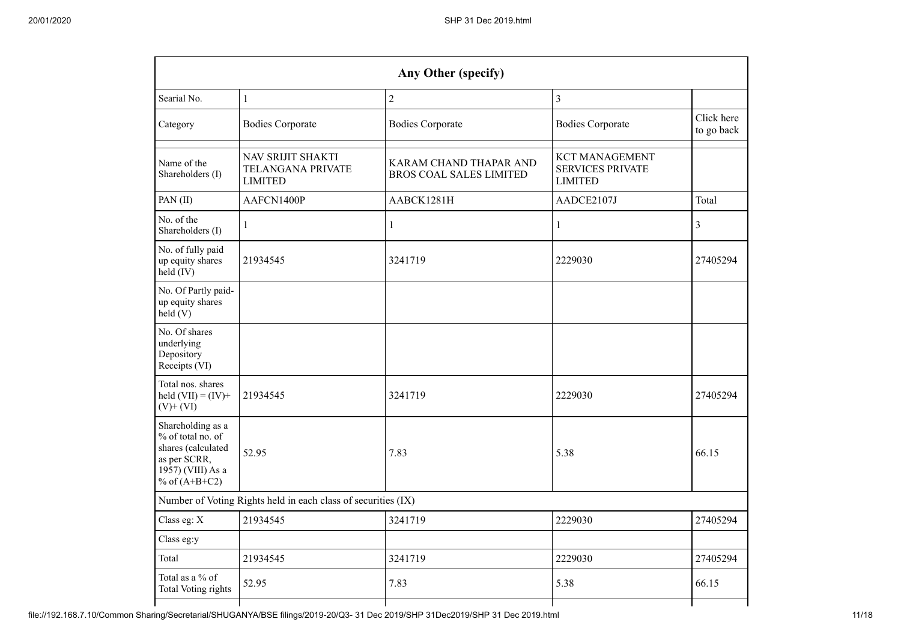| Any Other (specify) | | | | |
|---|---|---|---|---|
| Searial No. | 1 | 2 | 3 | |
| Category | Bodies Corporate | Bodies Corporate | Bodies Corporate | Click here to go back |
| Name of the Shareholders (I) | NAV SRIJIT SHAKTI TELANGANA PRIVATE LIMITED | KARAM CHAND THAPAR AND BROS COAL SALES LIMITED | KCT MANAGEMENT SERVICES PRIVATE LIMITED | |
| PAN (II) | AAFCN1400P | AABCK1281H | AADCE2107J | Total |
| No. of the Shareholders (I) | 1 | 1 | 1 | 3 |
| No. of fully paid up equity shares held (IV) | 21934545 | 3241719 | 2229030 | 27405294 |
| No. Of Partly paid-up equity shares held (V) | | | | |
| No. Of shares underlying Depository Receipts (VI) | | | | |
| Total nos. shares held (VII) = (IV)+(V)+ (VI) | 21934545 | 3241719 | 2229030 | 27405294 |
| Shareholding as a % of total no. of shares (calculated as per SCRR, 1957) (VIII) As a % of (A+B+C2) | 52.95 | 7.83 | 5.38 | 66.15 |
| Number of Voting Rights held in each class of securities (IX) | | | | |
| Class eg: X | 21934545 | 3241719 | 2229030 | 27405294 |
| Class eg:y | | | | |
| Total | 21934545 | 3241719 | 2229030 | 27405294 |
| Total as a % of Total Voting rights | 52.95 | 7.83 | 5.38 | 66.15 |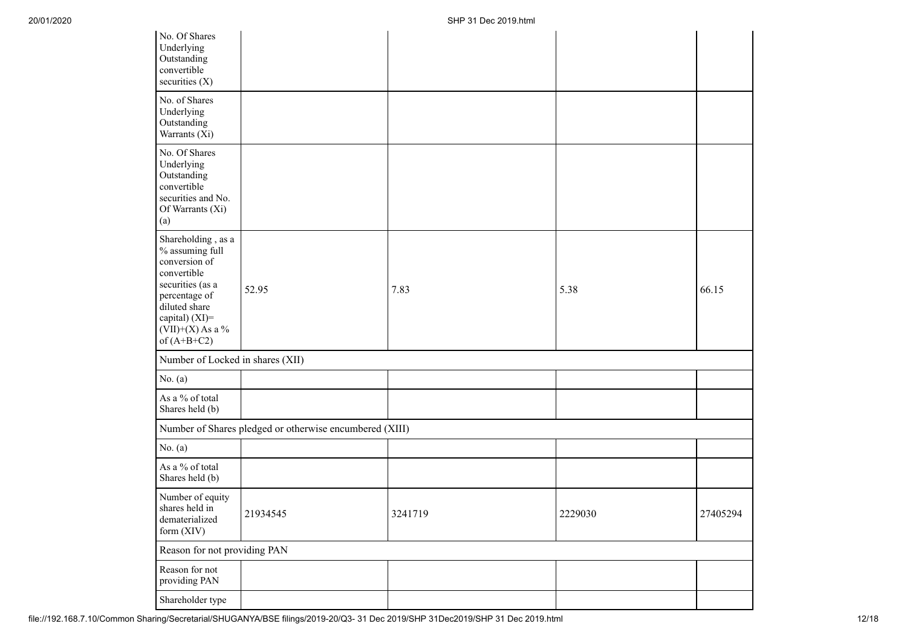| | | | | |
|---|---|---|---|---|
| No. Of Shares Underlying Outstanding convertible securities (X) | | | | |
| No. of Shares Underlying Outstanding Warrants (Xi) | | | | |
| No. Of Shares Underlying Outstanding convertible securities and No. Of Warrants (Xi) (a) | | | | |
| Shareholding , as a % assuming full conversion of convertible securities (as a percentage of diluted share capital) (XI)= (VII)+(X) As a % of (A+B+C2) | 52.95 | 7.83 | 5.38 | 66.15 |
| Number of Locked in shares (XII) | | | | |
| No. (a) | | | | |
| As a % of total Shares held (b) | | | | |
| Number of Shares pledged or otherwise encumbered (XIII) | | | | |
| No. (a) | | | | |
| As a % of total Shares held (b) | | | | |
| Number of equity shares held in dematerialized form (XIV) | 21934545 | 3241719 | 2229030 | 27405294 |
| Reason for not providing PAN | | | | |
| Reason for not providing PAN | | | | |
| Shareholder type | | | | |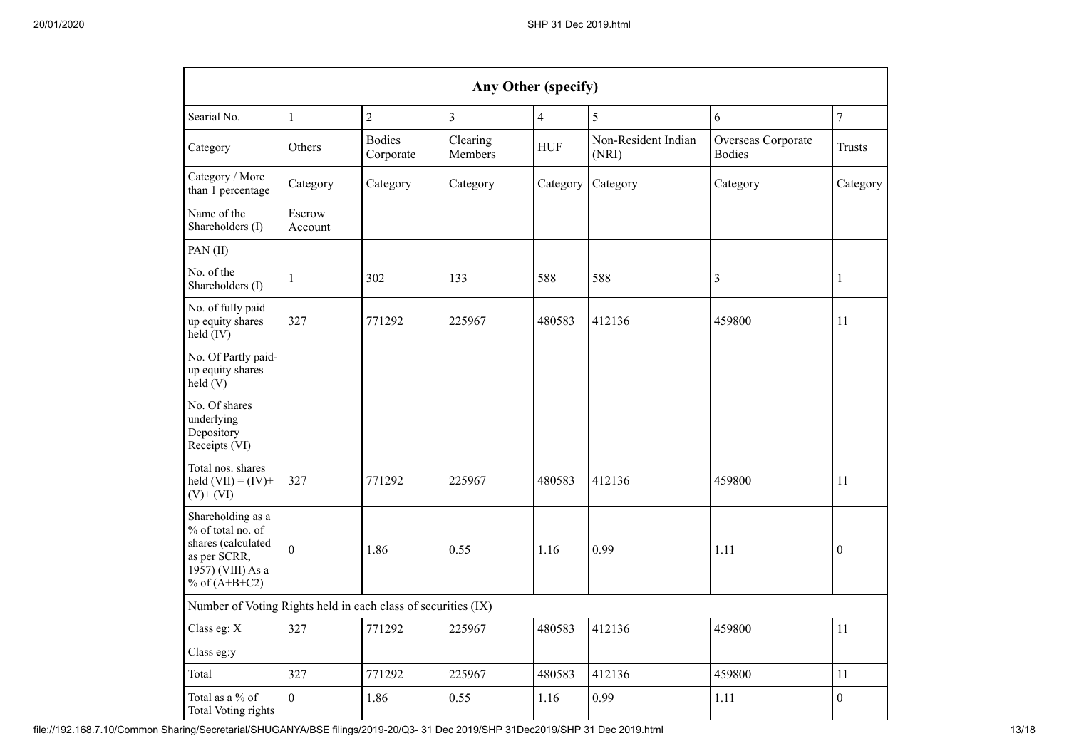| Any Other (specify) | | | | | | | |
|---|---|---|---|---|---|---|---|
| Searial No. | 1 | 2 | 3 | 4 | 5 | 6 | 7 |
| Category | Others | Bodies Corporate | Clearing Members | HUF | Non-Resident Indian (NRI) | Overseas Corporate Bodies | Trusts |
| Category / More than 1 percentage | Category | Category | Category | Category | Category | Category | Category |
| Name of the Shareholders (I) | Escrow Account | | | | | | |
| PAN (II) | | | | | | | |
| No. of the Shareholders (I) | 1 | 302 | 133 | 588 | 588 | 3 | 1 |
| No. of fully paid up equity shares held (IV) | 327 | 771292 | 225967 | 480583 | 412136 | 459800 | 11 |
| No. Of Partly paid-up equity shares held (V) | | | | | | | |
| No. Of shares underlying Depository Receipts (VI) | | | | | | | |
| Total nos. shares held (VII) = (IV)+ (V)+ (VI) | 327 | 771292 | 225967 | 480583 | 412136 | 459800 | 11 |
| Shareholding as a % of total no. of shares (calculated as per SCRR, 1957) (VIII) As a % of (A+B+C2) | 0 | 1.86 | 0.55 | 1.16 | 0.99 | 1.11 | 0 |
| Number of Voting Rights held in each class of securities (IX) | | | | | | | |
| Class eg: X | 327 | 771292 | 225967 | 480583 | 412136 | 459800 | 11 |
| Class eg:y | | | | | | | |
| Total | 327 | 771292 | 225967 | 480583 | 412136 | 459800 | 11 |
| Total as a % of Total Voting rights | 0 | 1.86 | 0.55 | 1.16 | 0.99 | 1.11 | 0 |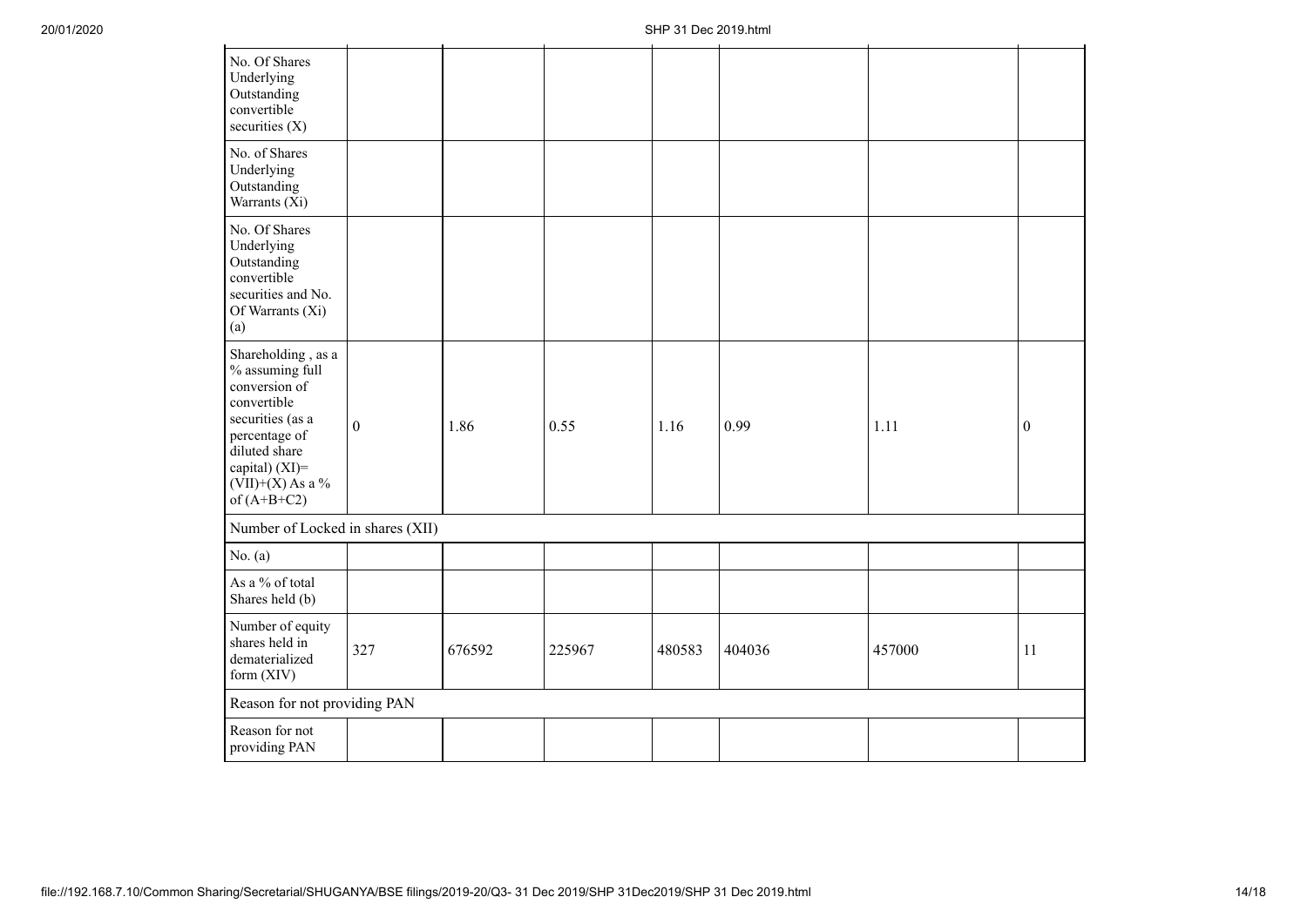| | | | | | | | |
|---|---|---|---|---|---|---|---|
| No. Of Shares Underlying Outstanding convertible securities (X) | | | | | | | |
| No. of Shares Underlying Outstanding Warrants (Xi) | | | | | | | |
| No. Of Shares Underlying Outstanding convertible securities and No. Of Warrants (Xi) (a) | | | | | | | |
| Shareholding , as a % assuming full conversion of convertible securities (as a percentage of diluted share capital) (XI)= (VII)+(X) As a % of (A+B+C2) | 0 | 1.86 | 0.55 | 1.16 | 0.99 | 1.11 | 0 |
| Number of Locked in shares (XII) | | | | | | | |
| No. (a) | | | | | | | |
| As a % of total Shares held (b) | | | | | | | |
| Number of equity shares held in dematerialized form (XIV) | 327 | 676592 | 225967 | 480583 | 404036 | 457000 | 11 |
| Reason for not providing PAN | | | | | | | |
| Reason for not providing PAN | | | | | | | |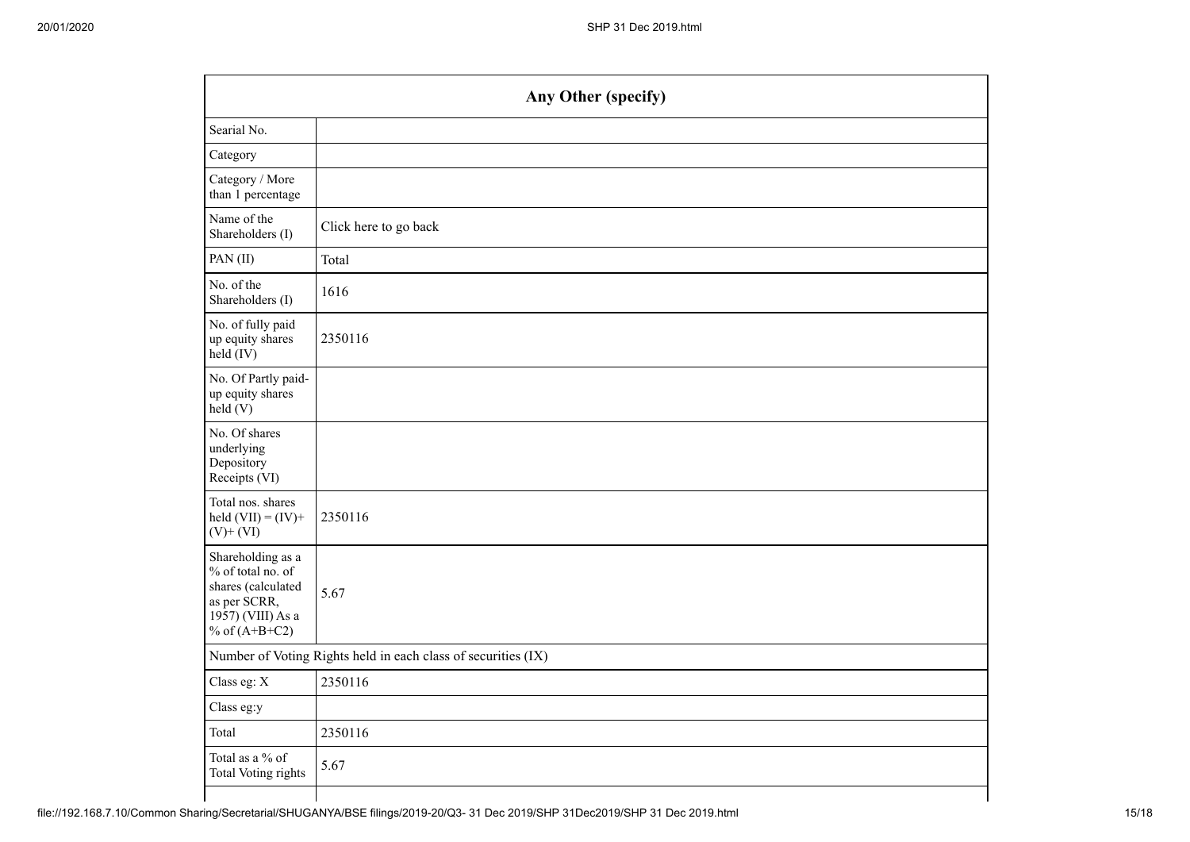| Any Other (specify) | |
|---|---|
| Searial No. | |
| Category | |
| Category / More than 1 percentage | |
| Name of the Shareholders (I) | Click here to go back |
| PAN (II) | Total |
| No. of the Shareholders (I) | 1616 |
| No. of fully paid up equity shares held (IV) | 2350116 |
| No. Of Partly paid-up equity shares held (V) | |
| No. Of shares underlying Depository Receipts (VI) | |
| Total nos. shares held (VII) = (IV)+ (V)+ (VI) | 2350116 |
| Shareholding as a % of total no. of shares (calculated as per SCRR, 1957) (VIII) As a % of (A+B+C2) | 5.67 |
| Number of Voting Rights held in each class of securities (IX) | |
| Class eg: X | 2350116 |
| Class eg:y | |
| Total | 2350116 |
| Total as a % of Total Voting rights | 5.67 |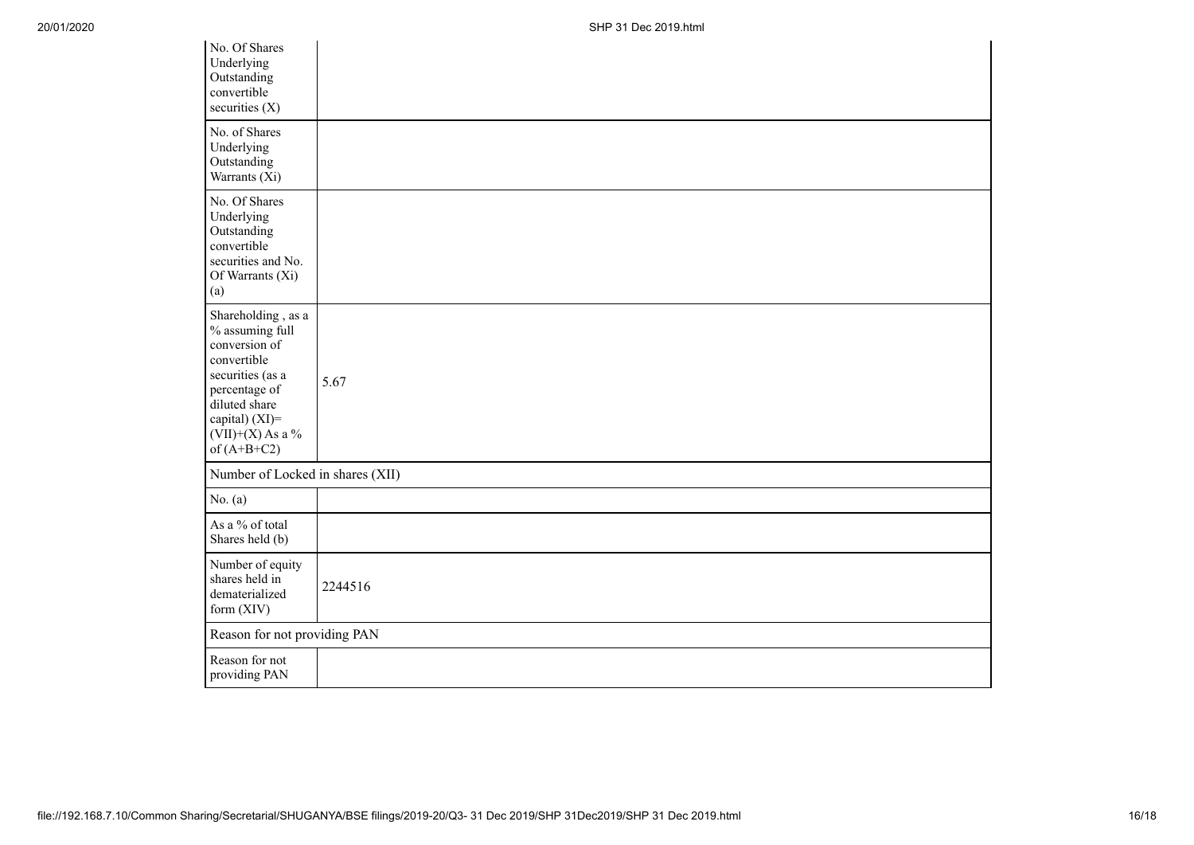| | |
|---|---|
| No. Of Shares Underlying Outstanding convertible securities (X) | |
| No. of Shares Underlying Outstanding Warrants (Xi) | |
| No. Of Shares Underlying Outstanding convertible securities and No. Of Warrants (Xi) (a) | |
| Shareholding , as a % assuming full conversion of convertible securities (as a percentage of diluted share capital) (XI)= (VII)+(X) As a % of (A+B+C2) | 5.67 |
| Number of Locked in shares (XII) | |
| No. (a) | |
| As a % of total Shares held (b) | |
| Number of equity shares held in dematerialized form (XIV) | 2244516 |
| Reason for not providing PAN | |
| Reason for not providing PAN | |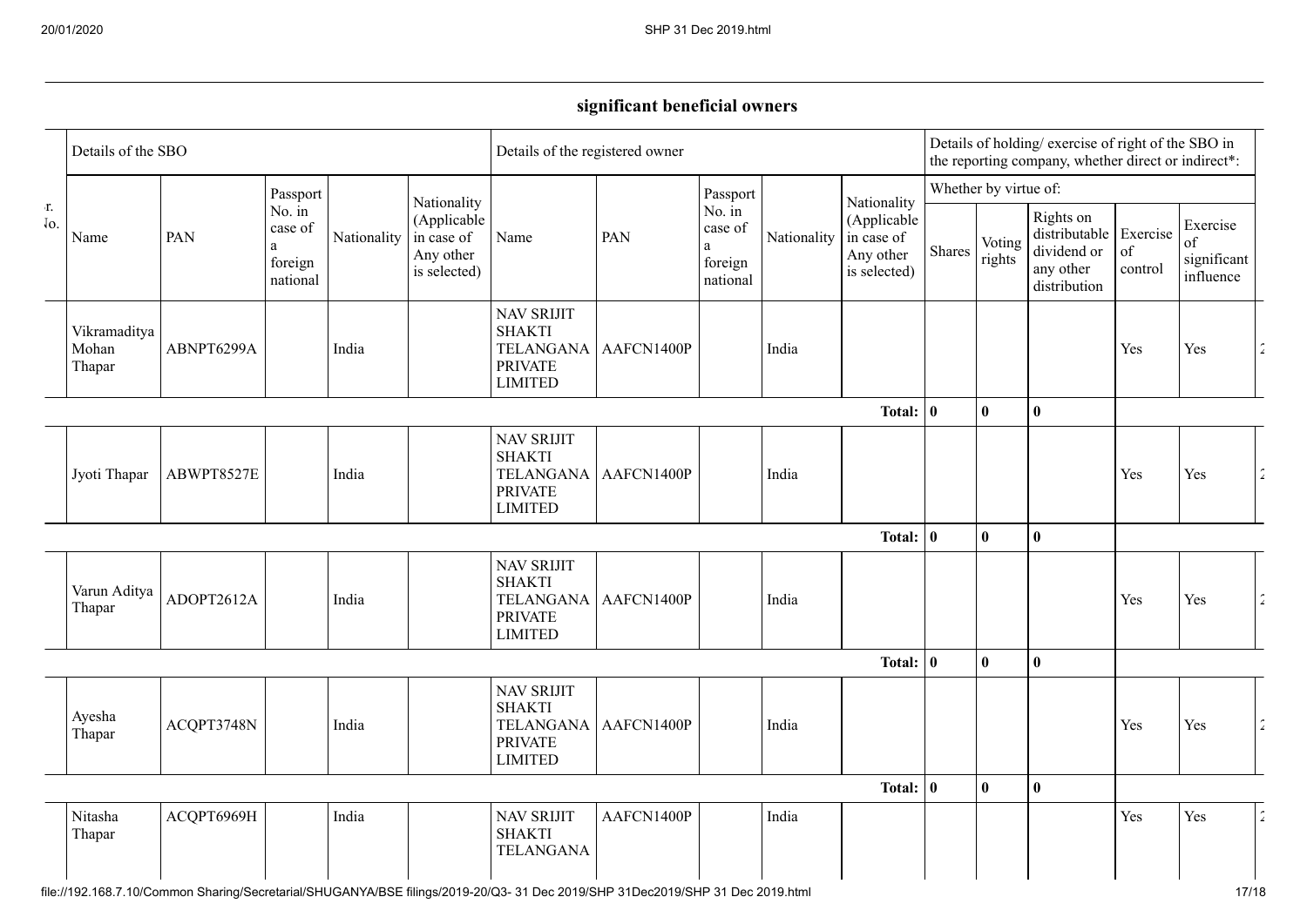## significant beneficial owners

| Sr. No. | Details of the SBO | | | | | Details of the registered owner | | | | | Details of holding/ exercise of right of the SBO in the reporting company, whether direct or indirect*: | | | | | |
|---|---|---|---|---|---|---|---|---|---|---|---|---|---|---|---|---|
| | | | | | | | | | | | Whether by virtue of: | | | | | |
| | Name | PAN | Passport No. in case of a foreign national | Nationality | Nationality (Applicable in case of Any other is selected) | Name | PAN | Passport No. in case of a foreign national | Nationality | Nationality (Applicable in case of Any other is selected) | Shares | Voting rights | Rights on distributable dividend or any other distribution | Exercise of control | Exercise of significant influence | |
| | Vikramaditya Mohan Thapar | ABNPT6299A | | India | | NAV SRIJIT SHAKTI TELANGANA PRIVATE LIMITED | AAFCN1400P | | India | | | | | Yes | Yes | 2 |
| | | | | | | | | | | Total: | 0 | 0 | 0 | | | |
| | Jyoti Thapar | ABWPT8527E | | India | | NAV SRIJIT SHAKTI TELANGANA PRIVATE LIMITED | AAFCN1400P | | India | | | | | Yes | Yes | 2 |
| | | | | | | | | | | Total: | 0 | 0 | 0 | | | |
| | Varun Aditya Thapar | ADOPT2612A | | India | | NAV SRIJIT SHAKTI TELANGANA PRIVATE LIMITED | AAFCN1400P | | India | | | | | Yes | Yes | 2 |
| | | | | | | | | | | Total: | 0 | 0 | 0 | | | |
| | Ayesha Thapar | ACQPT3748N | | India | | NAV SRIJIT SHAKTI TELANGANA PRIVATE LIMITED | AAFCN1400P | | India | | | | | Yes | Yes | 2 |
| | | | | | | | | | | Total: | 0 | 0 | 0 | | | |
| | Nitasha Thapar | ACQPT6969H | | India | | NAV SRIJIT SHAKTI TELANGANA | AAFCN1400P | | India | | | | | Yes | Yes | 2 |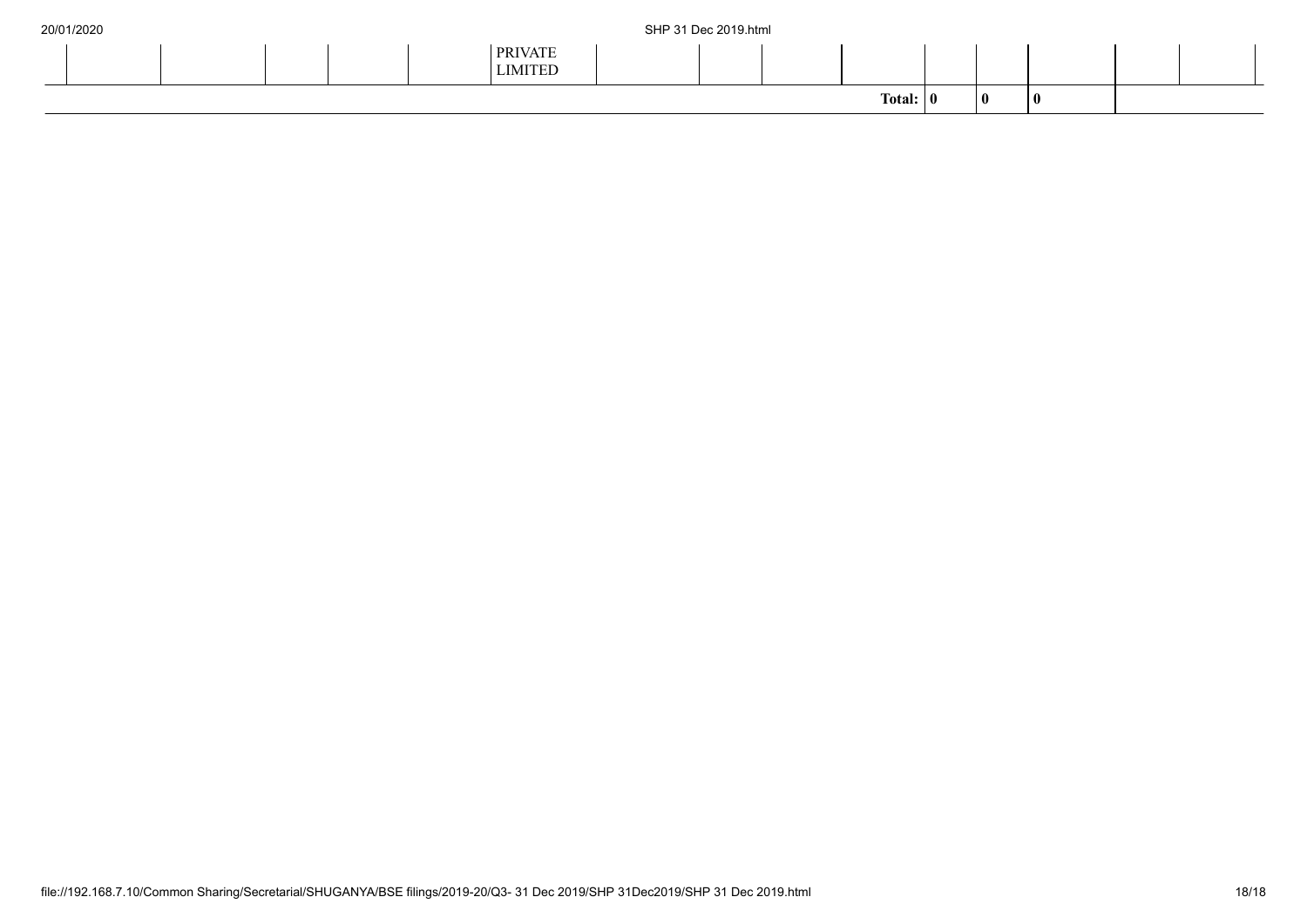| | | | | | | | | | | | | | | | | |
|---|---|---|---|---|---|---|---|---|---|---|---|---|---|---|---|---|
| | | | | | | PRIVATE LIMITED | | | | | | | | | | |
| | | | | | | | | | | **Total:** | **0** | **0** | **0** | | | |